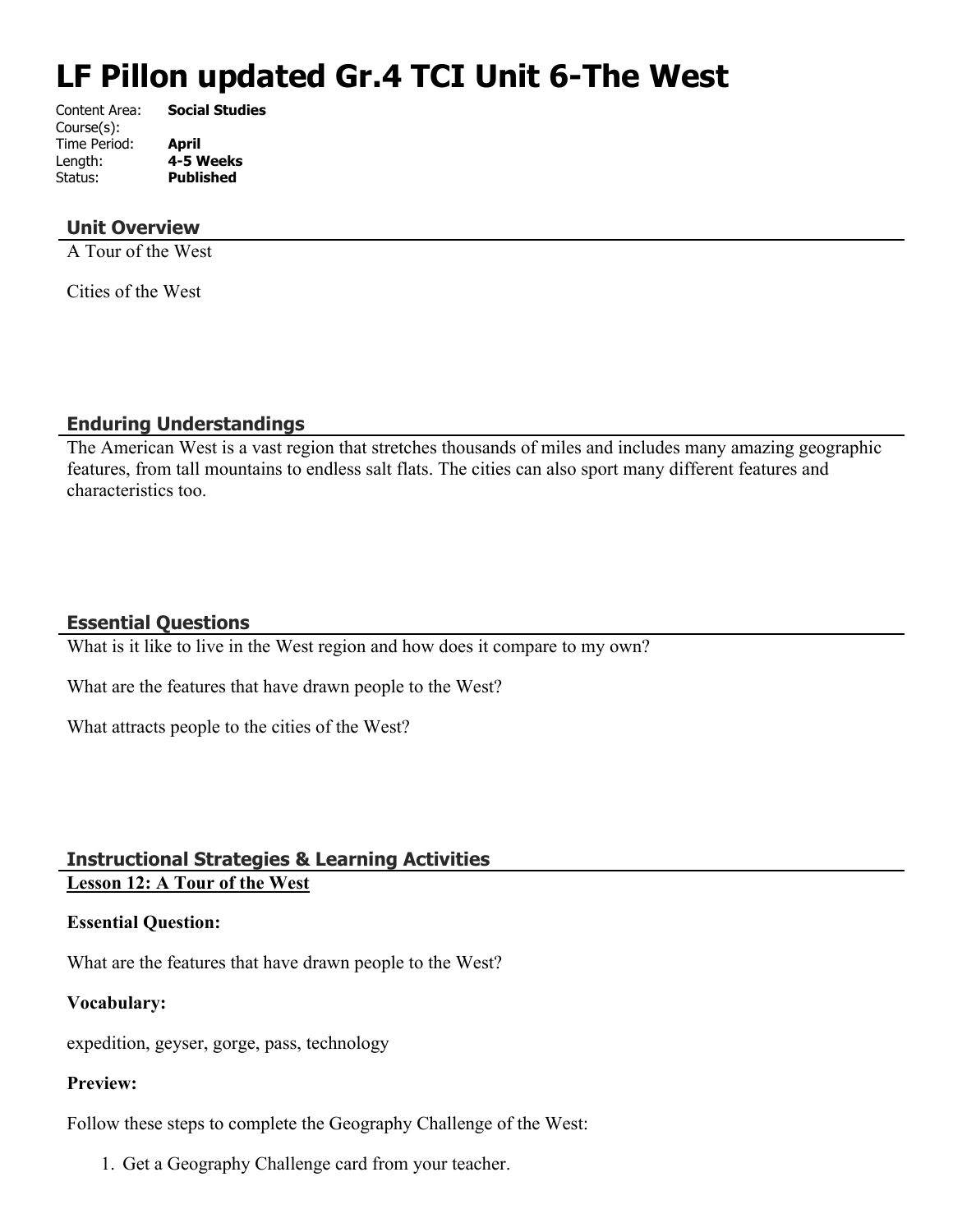# LF Pillon updated Gr.4 TCI Unit 6-The West

Content Area: **Social Studies**
Course(s):
Time Period: **April**
Length: **4-5 Weeks**
Status: **Published**

## Unit Overview

A Tour of the West

Cities of the West

## Enduring Understandings

The American West is a vast region that stretches thousands of miles and includes many amazing geographic features, from tall mountains to endless salt flats. The cities can also sport many different features and characteristics too.

## Essential Questions

What is it like to live in the West region and how does it compare to my own?

What are the features that have drawn people to the West?

What attracts people to the cities of the West?

## Instructional Strategies & Learning Activities

**Lesson 12: A Tour of the West**

**Essential Question:**

What are the features that have drawn people to the West?

**Vocabulary:**

expedition, geyser, gorge, pass, technology

**Preview:**

Follow these steps to complete the Geography Challenge of the West:

1. Get a Geography Challenge card from your teacher.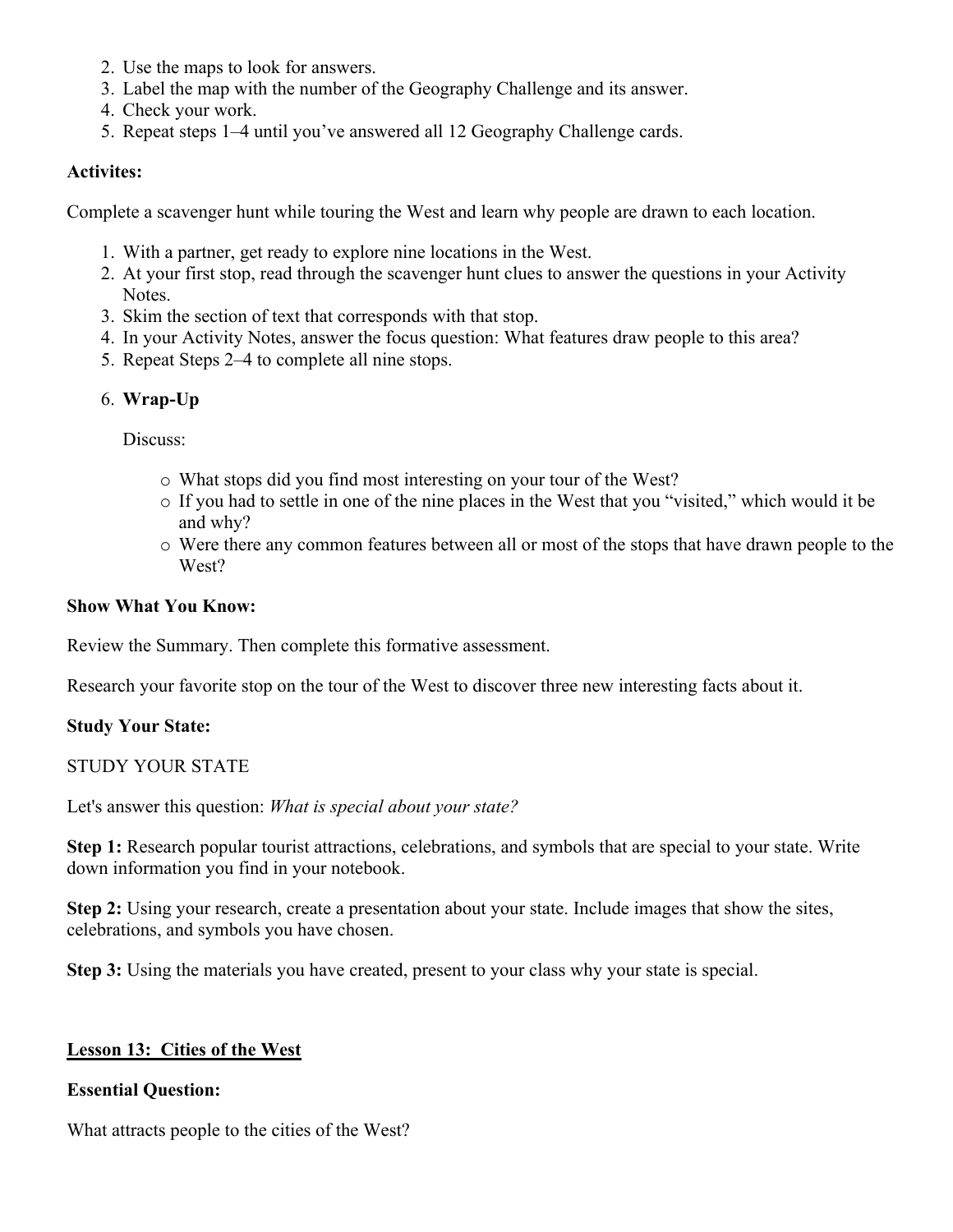2. Use the maps to look for answers.
3. Label the map with the number of the Geography Challenge and its answer.
4. Check your work.
5. Repeat steps 1–4 until you've answered all 12 Geography Challenge cards.

**Activites:**

Complete a scavenger hunt while touring the West and learn why people are drawn to each location.

1. With a partner, get ready to explore nine locations in the West.
2. At your first stop, read through the scavenger hunt clues to answer the questions in your Activity Notes.
3. Skim the section of text that corresponds with that stop.
4. In your Activity Notes, answer the focus question: What features draw people to this area?
5. Repeat Steps 2–4 to complete all nine stops.
6. **Wrap-Up**

   Discuss:

   - What stops did you find most interesting on your tour of the West?
   - If you had to settle in one of the nine places in the West that you "visited," which would it be and why?
   - Were there any common features between all or most of the stops that have drawn people to the West?

**Show What You Know:**

Review the Summary. Then complete this formative assessment.

Research your favorite stop on the tour of the West to discover three new interesting facts about it.

**Study Your State:**

STUDY YOUR STATE

Let's answer this question: *What is special about your state?*

**Step 1:** Research popular tourist attractions, celebrations, and symbols that are special to your state. Write down information you find in your notebook.

**Step 2:** Using your research, create a presentation about your state. Include images that show the sites, celebrations, and symbols you have chosen.

**Step 3:** Using the materials you have created, present to your class why your state is special.

## Lesson 13: Cities of the West

**Essential Question:**

What attracts people to the cities of the West?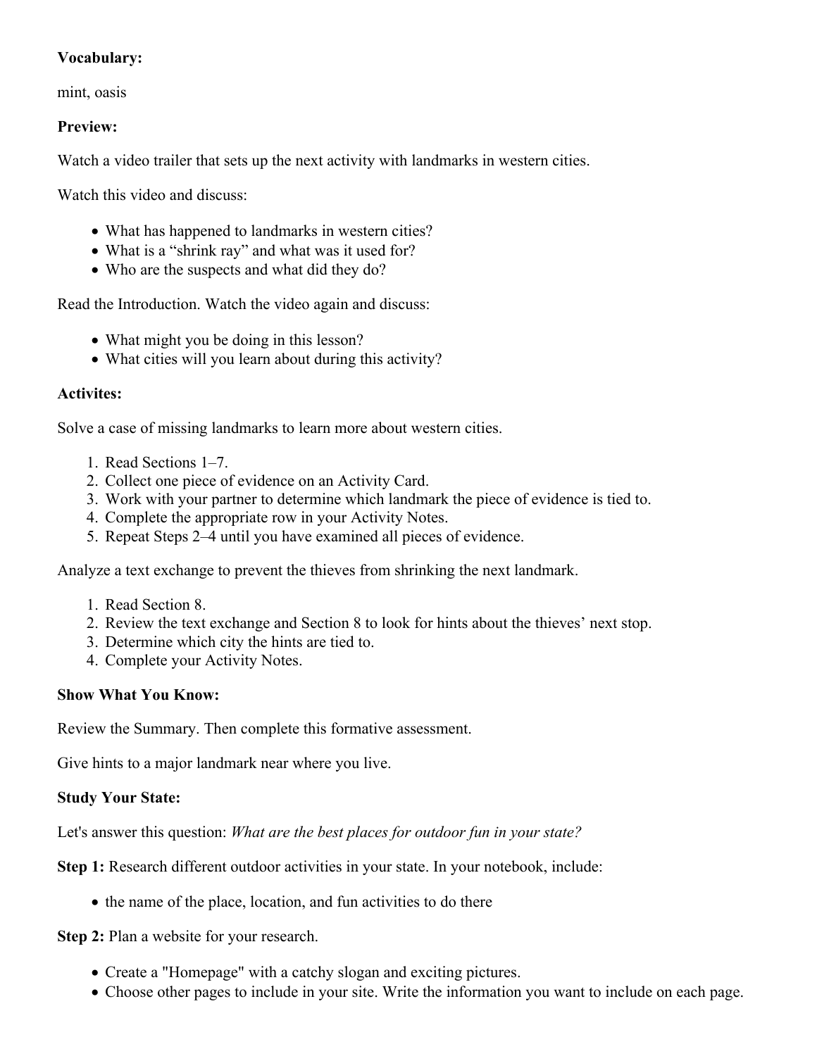**Vocabulary:**

mint, oasis

**Preview:**

Watch a video trailer that sets up the next activity with landmarks in western cities.

Watch this video and discuss:

- What has happened to landmarks in western cities?
- What is a "shrink ray" and what was it used for?
- Who are the suspects and what did they do?

Read the Introduction. Watch the video again and discuss:

- What might you be doing in this lesson?
- What cities will you learn about during this activity?

**Activites:**

Solve a case of missing landmarks to learn more about western cities.

1. Read Sections 1–7.
2. Collect one piece of evidence on an Activity Card.
3. Work with your partner to determine which landmark the piece of evidence is tied to.
4. Complete the appropriate row in your Activity Notes.
5. Repeat Steps 2–4 until you have examined all pieces of evidence.

Analyze a text exchange to prevent the thieves from shrinking the next landmark.

1. Read Section 8.
2. Review the text exchange and Section 8 to look for hints about the thieves' next stop.
3. Determine which city the hints are tied to.
4. Complete your Activity Notes.

**Show What You Know:**

Review the Summary. Then complete this formative assessment.

Give hints to a major landmark near where you live.

**Study Your State:**

Let's answer this question: *What are the best places for outdoor fun in your state?*

**Step 1:** Research different outdoor activities in your state. In your notebook, include:

- the name of the place, location, and fun activities to do there

**Step 2:** Plan a website for your research.

- Create a "Homepage" with a catchy slogan and exciting pictures.
- Choose other pages to include in your site. Write the information you want to include on each page.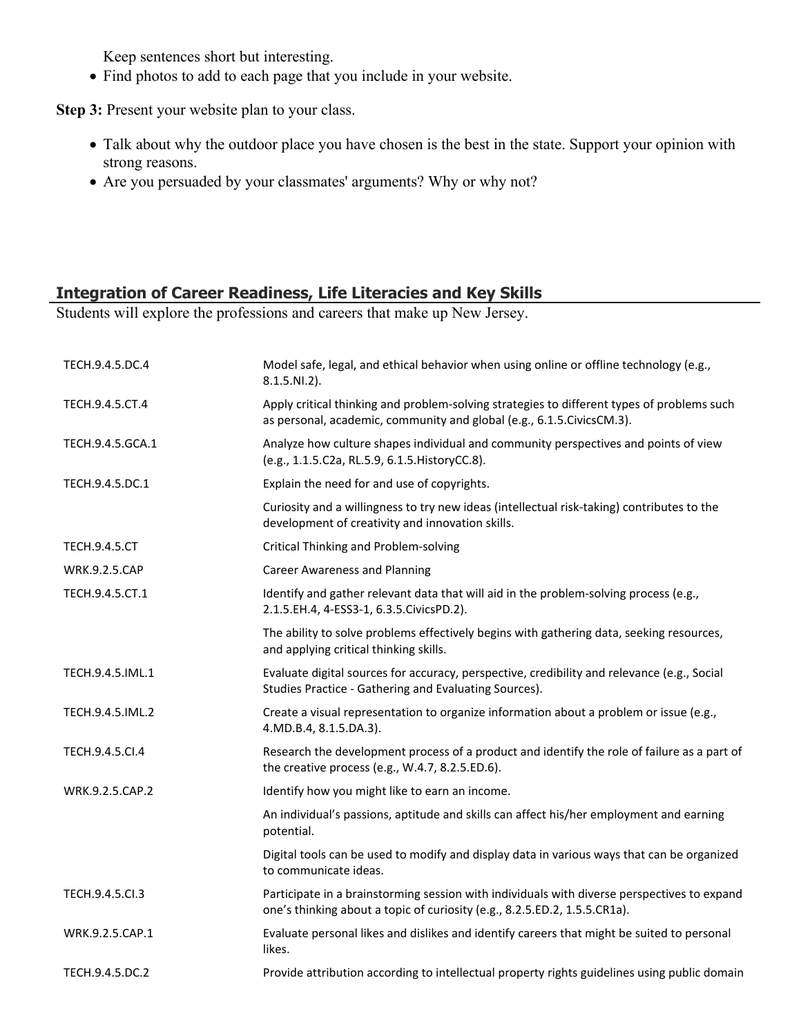Keep sentences short but interesting.

- Find photos to add to each page that you include in your website.

**Step 3:** Present your website plan to your class.

- Talk about why the outdoor place you have chosen is the best in the state. Support your opinion with strong reasons.
- Are you persuaded by your classmates' arguments? Why or why not?

## Integration of Career Readiness, Life Literacies and Key Skills

Students will explore the professions and careers that make up New Jersey.

| | |
|---|---|
| TECH.9.4.5.DC.4 | Model safe, legal, and ethical behavior when using online or offline technology (e.g., 8.1.5.NI.2). |
| TECH.9.4.5.CT.4 | Apply critical thinking and problem-solving strategies to different types of problems such as personal, academic, community and global (e.g., 6.1.5.CivicsCM.3). |
| TECH.9.4.5.GCA.1 | Analyze how culture shapes individual and community perspectives and points of view (e.g., 1.1.5.C2a, RL.5.9, 6.1.5.HistoryCC.8). |
| TECH.9.4.5.DC.1 | Explain the need for and use of copyrights. |
| | Curiosity and a willingness to try new ideas (intellectual risk-taking) contributes to the development of creativity and innovation skills. |
| TECH.9.4.5.CT | Critical Thinking and Problem-solving |
| WRK.9.2.5.CAP | Career Awareness and Planning |
| TECH.9.4.5.CT.1 | Identify and gather relevant data that will aid in the problem-solving process (e.g., 2.1.5.EH.4, 4-ESS3-1, 6.3.5.CivicsPD.2). |
| | The ability to solve problems effectively begins with gathering data, seeking resources, and applying critical thinking skills. |
| TECH.9.4.5.IML.1 | Evaluate digital sources for accuracy, perspective, credibility and relevance (e.g., Social Studies Practice - Gathering and Evaluating Sources). |
| TECH.9.4.5.IML.2 | Create a visual representation to organize information about a problem or issue (e.g., 4.MD.B.4, 8.1.5.DA.3). |
| TECH.9.4.5.CI.4 | Research the development process of a product and identify the role of failure as a part of the creative process (e.g., W.4.7, 8.2.5.ED.6). |
| WRK.9.2.5.CAP.2 | Identify how you might like to earn an income. |
| | An individual's passions, aptitude and skills can affect his/her employment and earning potential. |
| | Digital tools can be used to modify and display data in various ways that can be organized to communicate ideas. |
| TECH.9.4.5.CI.3 | Participate in a brainstorming session with individuals with diverse perspectives to expand one's thinking about a topic of curiosity (e.g., 8.2.5.ED.2, 1.5.5.CR1a). |
| WRK.9.2.5.CAP.1 | Evaluate personal likes and dislikes and identify careers that might be suited to personal likes. |
| TECH.9.4.5.DC.2 | Provide attribution according to intellectual property rights guidelines using public domain |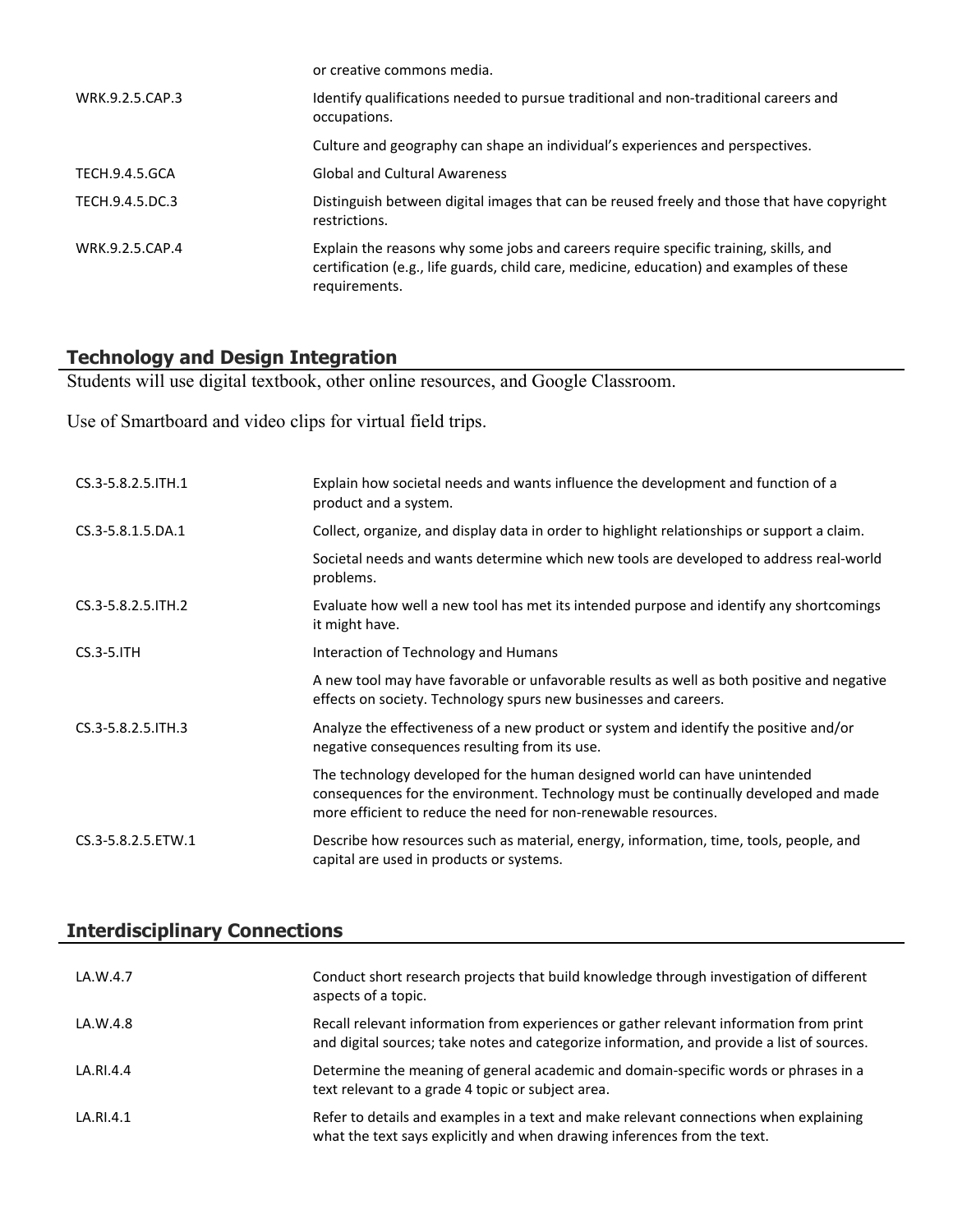| | |
|---|---|
| | or creative commons media. |
| WRK.9.2.5.CAP.3 | Identify qualifications needed to pursue traditional and non-traditional careers and occupations. |
| | Culture and geography can shape an individual's experiences and perspectives. |
| TECH.9.4.5.GCA | Global and Cultural Awareness |
| TECH.9.4.5.DC.3 | Distinguish between digital images that can be reused freely and those that have copyright restrictions. |
| WRK.9.2.5.CAP.4 | Explain the reasons why some jobs and careers require specific training, skills, and certification (e.g., life guards, child care, medicine, education) and examples of these requirements. |

## Technology and Design Integration

Students will use digital textbook, other online resources, and Google Classroom.

Use of Smartboard and video clips for virtual field trips.

| | |
|---|---|
| CS.3-5.8.2.5.ITH.1 | Explain how societal needs and wants influence the development and function of a product and a system. |
| CS.3-5.8.1.5.DA.1 | Collect, organize, and display data in order to highlight relationships or support a claim. |
| | Societal needs and wants determine which new tools are developed to address real-world problems. |
| CS.3-5.8.2.5.ITH.2 | Evaluate how well a new tool has met its intended purpose and identify any shortcomings it might have. |
| CS.3-5.ITH | Interaction of Technology and Humans |
| | A new tool may have favorable or unfavorable results as well as both positive and negative effects on society. Technology spurs new businesses and careers. |
| CS.3-5.8.2.5.ITH.3 | Analyze the effectiveness of a new product or system and identify the positive and/or negative consequences resulting from its use. |
| | The technology developed for the human designed world can have unintended consequences for the environment. Technology must be continually developed and made more efficient to reduce the need for non-renewable resources. |
| CS.3-5.8.2.5.ETW.1 | Describe how resources such as material, energy, information, time, tools, people, and capital are used in products or systems. |

## Interdisciplinary Connections

| | |
|---|---|
| LA.W.4.7 | Conduct short research projects that build knowledge through investigation of different aspects of a topic. |
| LA.W.4.8 | Recall relevant information from experiences or gather relevant information from print and digital sources; take notes and categorize information, and provide a list of sources. |
| LA.RI.4.4 | Determine the meaning of general academic and domain-specific words or phrases in a text relevant to a grade 4 topic or subject area. |
| LA.RI.4.1 | Refer to details and examples in a text and make relevant connections when explaining what the text says explicitly and when drawing inferences from the text. |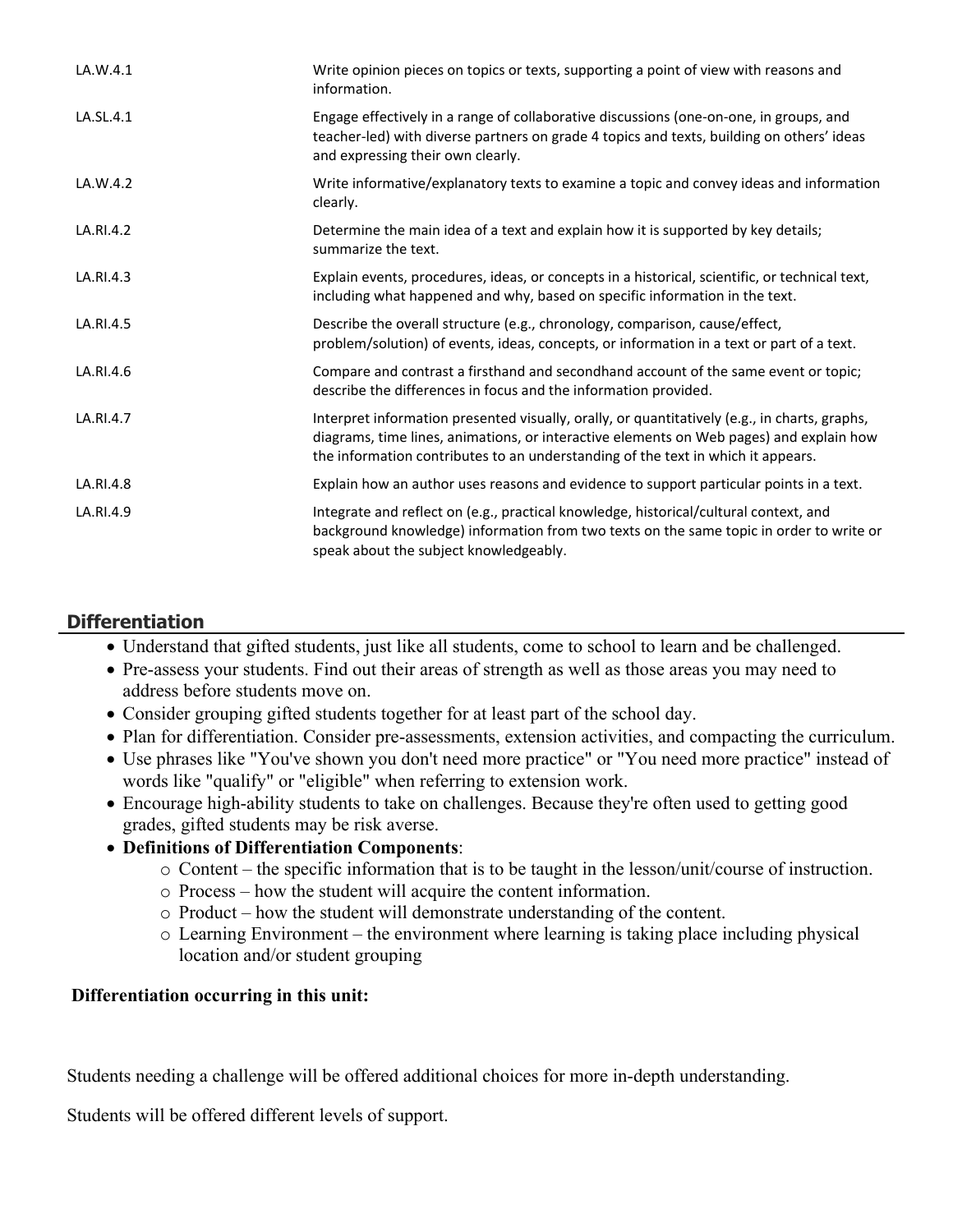| | |
|---|---|
| LA.W.4.1 | Write opinion pieces on topics or texts, supporting a point of view with reasons and information. |
| LA.SL.4.1 | Engage effectively in a range of collaborative discussions (one-on-one, in groups, and teacher-led) with diverse partners on grade 4 topics and texts, building on others' ideas and expressing their own clearly. |
| LA.W.4.2 | Write informative/explanatory texts to examine a topic and convey ideas and information clearly. |
| LA.RI.4.2 | Determine the main idea of a text and explain how it is supported by key details; summarize the text. |
| LA.RI.4.3 | Explain events, procedures, ideas, or concepts in a historical, scientific, or technical text, including what happened and why, based on specific information in the text. |
| LA.RI.4.5 | Describe the overall structure (e.g., chronology, comparison, cause/effect, problem/solution) of events, ideas, concepts, or information in a text or part of a text. |
| LA.RI.4.6 | Compare and contrast a firsthand and secondhand account of the same event or topic; describe the differences in focus and the information provided. |
| LA.RI.4.7 | Interpret information presented visually, orally, or quantitatively (e.g., in charts, graphs, diagrams, time lines, animations, or interactive elements on Web pages) and explain how the information contributes to an understanding of the text in which it appears. |
| LA.RI.4.8 | Explain how an author uses reasons and evidence to support particular points in a text. |
| LA.RI.4.9 | Integrate and reflect on (e.g., practical knowledge, historical/cultural context, and background knowledge) information from two texts on the same topic in order to write or speak about the subject knowledgeably. |

## Differentiation

- Understand that gifted students, just like all students, come to school to learn and be challenged.
- Pre-assess your students. Find out their areas of strength as well as those areas you may need to address before students move on.
- Consider grouping gifted students together for at least part of the school day.
- Plan for differentiation. Consider pre-assessments, extension activities, and compacting the curriculum.
- Use phrases like "You've shown you don't need more practice" or "You need more practice" instead of words like "qualify" or "eligible" when referring to extension work.
- Encourage high-ability students to take on challenges. Because they're often used to getting good grades, gifted students may be risk averse.
- **Definitions of Differentiation Components**:
  - Content – the specific information that is to be taught in the lesson/unit/course of instruction.
  - Process – how the student will acquire the content information.
  - Product – how the student will demonstrate understanding of the content.
  - Learning Environment – the environment where learning is taking place including physical location and/or student grouping

**Differentiation occurring in this unit:**

Students needing a challenge will be offered additional choices for more in-depth understanding.

Students will be offered different levels of support.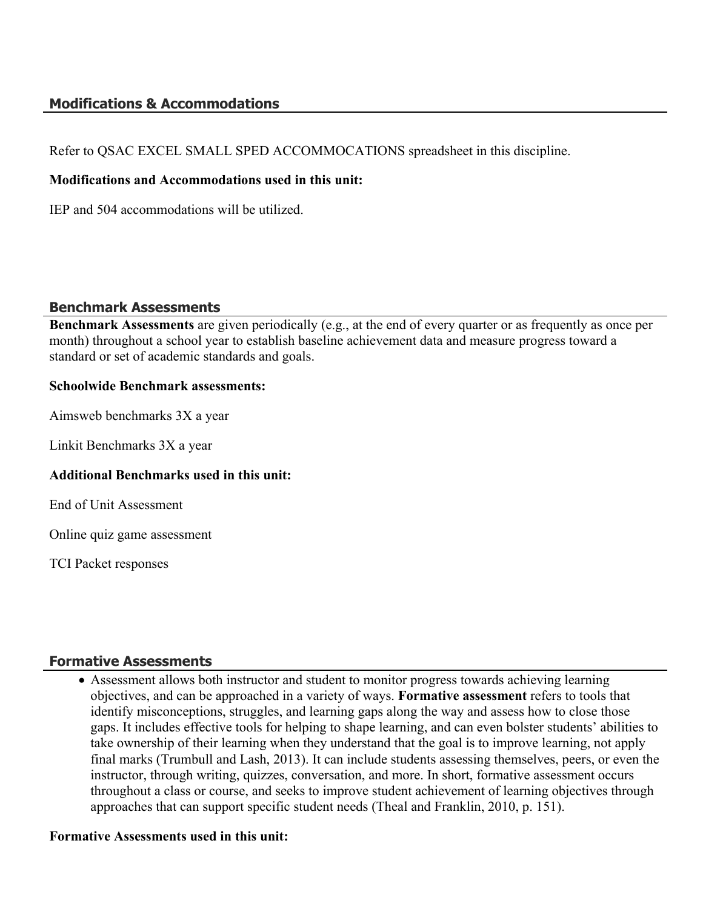## Modifications & Accommodations

Refer to QSAC EXCEL SMALL SPED ACCOMMOCATIONS spreadsheet in this discipline.

**Modifications and Accommodations used in this unit:**

IEP and 504 accommodations will be utilized.

## Benchmark Assessments

**Benchmark Assessments** are given periodically (e.g., at the end of every quarter or as frequently as once per month) throughout a school year to establish baseline achievement data and measure progress toward a standard or set of academic standards and goals.

**Schoolwide Benchmark assessments:**

Aimsweb benchmarks 3X a year

Linkit Benchmarks 3X a year

**Additional Benchmarks used in this unit:**

End of Unit Assessment

Online quiz game assessment

TCI Packet responses

## Formative Assessments

- Assessment allows both instructor and student to monitor progress towards achieving learning objectives, and can be approached in a variety of ways. **Formative assessment** refers to tools that identify misconceptions, struggles, and learning gaps along the way and assess how to close those gaps. It includes effective tools for helping to shape learning, and can even bolster students' abilities to take ownership of their learning when they understand that the goal is to improve learning, not apply final marks (Trumbull and Lash, 2013). It can include students assessing themselves, peers, or even the instructor, through writing, quizzes, conversation, and more. In short, formative assessment occurs throughout a class or course, and seeks to improve student achievement of learning objectives through approaches that can support specific student needs (Theal and Franklin, 2010, p. 151).

**Formative Assessments used in this unit:**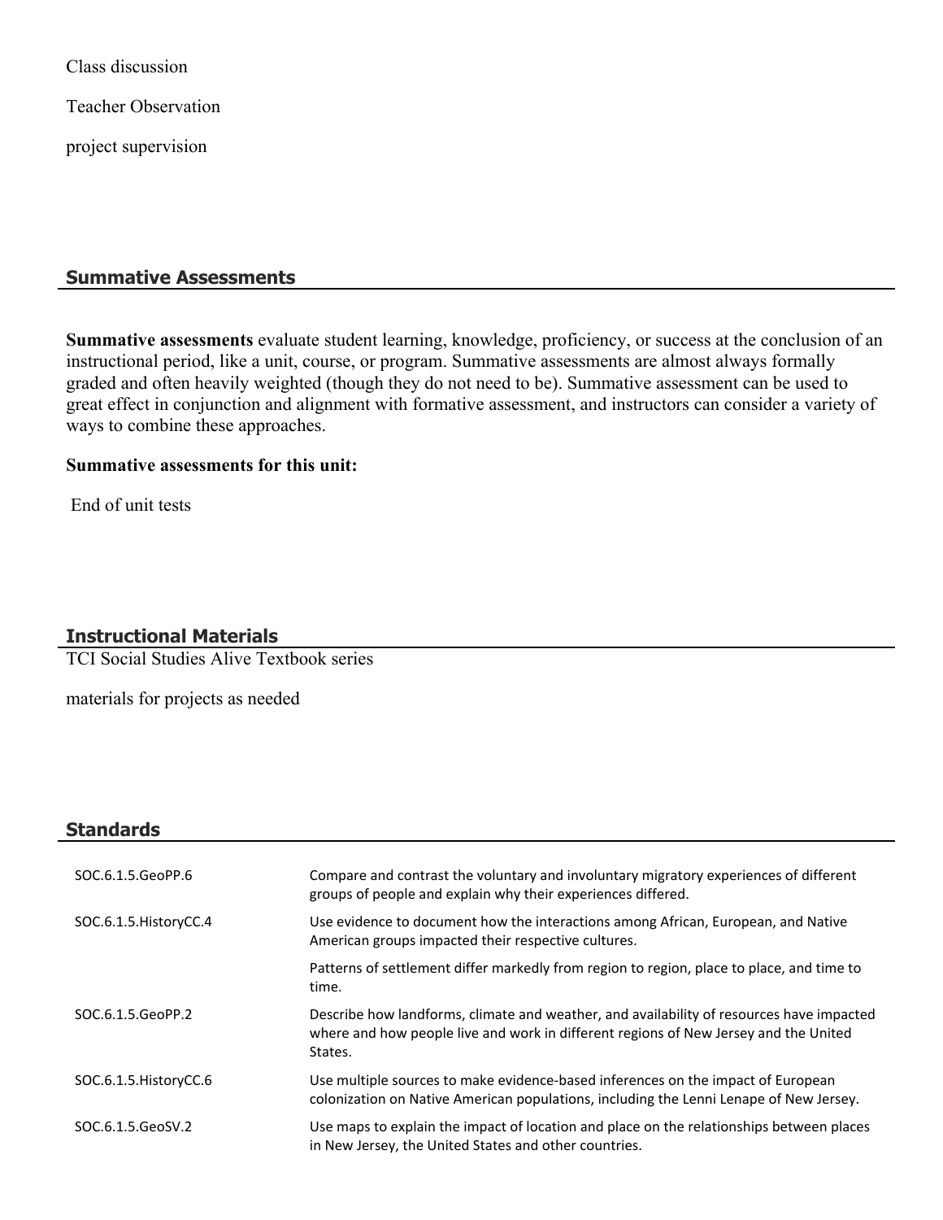Class discussion

Teacher Observation

project supervision

## Summative Assessments

**Summative assessments** evaluate student learning, knowledge, proficiency, or success at the conclusion of an instructional period, like a unit, course, or program. Summative assessments are almost always formally graded and often heavily weighted (though they do not need to be). Summative assessment can be used to great effect in conjunction and alignment with formative assessment, and instructors can consider a variety of ways to combine these approaches.

**Summative assessments for this unit:**

End of unit tests

## Instructional Materials

TCI Social Studies Alive Textbook series

materials for projects as needed

## Standards

| | |
|---|---|
| SOC.6.1.5.GeoPP.6 | Compare and contrast the voluntary and involuntary migratory experiences of different groups of people and explain why their experiences differed. |
| SOC.6.1.5.HistoryCC.4 | Use evidence to document how the interactions among African, European, and Native American groups impacted their respective cultures. |
| | Patterns of settlement differ markedly from region to region, place to place, and time to time. |
| SOC.6.1.5.GeoPP.2 | Describe how landforms, climate and weather, and availability of resources have impacted where and how people live and work in different regions of New Jersey and the United States. |
| SOC.6.1.5.HistoryCC.6 | Use multiple sources to make evidence-based inferences on the impact of European colonization on Native American populations, including the Lenni Lenape of New Jersey. |
| SOC.6.1.5.GeoSV.2 | Use maps to explain the impact of location and place on the relationships between places in New Jersey, the United States and other countries. |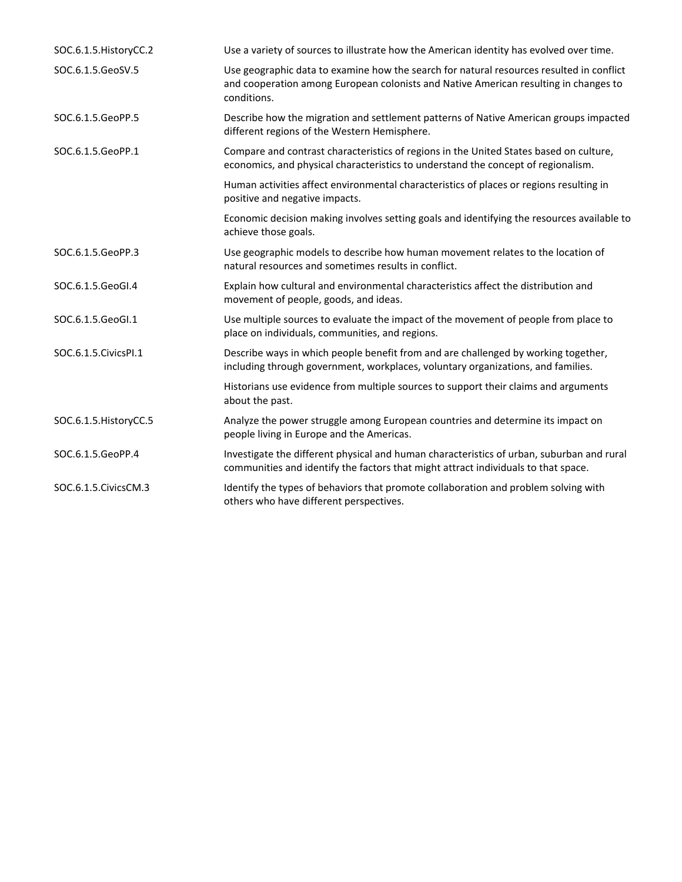| | |
|---|---|
| SOC.6.1.5.HistoryCC.2 | Use a variety of sources to illustrate how the American identity has evolved over time. |
| SOC.6.1.5.GeoSV.5 | Use geographic data to examine how the search for natural resources resulted in conflict and cooperation among European colonists and Native American resulting in changes to conditions. |
| SOC.6.1.5.GeoPP.5 | Describe how the migration and settlement patterns of Native American groups impacted different regions of the Western Hemisphere. |
| SOC.6.1.5.GeoPP.1 | Compare and contrast characteristics of regions in the United States based on culture, economics, and physical characteristics to understand the concept of regionalism. |
| | Human activities affect environmental characteristics of places or regions resulting in positive and negative impacts. |
| | Economic decision making involves setting goals and identifying the resources available to achieve those goals. |
| SOC.6.1.5.GeoPP.3 | Use geographic models to describe how human movement relates to the location of natural resources and sometimes results in conflict. |
| SOC.6.1.5.GeoGI.4 | Explain how cultural and environmental characteristics affect the distribution and movement of people, goods, and ideas. |
| SOC.6.1.5.GeoGI.1 | Use multiple sources to evaluate the impact of the movement of people from place to place on individuals, communities, and regions. |
| SOC.6.1.5.CivicsPI.1 | Describe ways in which people benefit from and are challenged by working together, including through government, workplaces, voluntary organizations, and families. |
| | Historians use evidence from multiple sources to support their claims and arguments about the past. |
| SOC.6.1.5.HistoryCC.5 | Analyze the power struggle among European countries and determine its impact on people living in Europe and the Americas. |
| SOC.6.1.5.GeoPP.4 | Investigate the different physical and human characteristics of urban, suburban and rural communities and identify the factors that might attract individuals to that space. |
| SOC.6.1.5.CivicsCM.3 | Identify the types of behaviors that promote collaboration and problem solving with others who have different perspectives. |